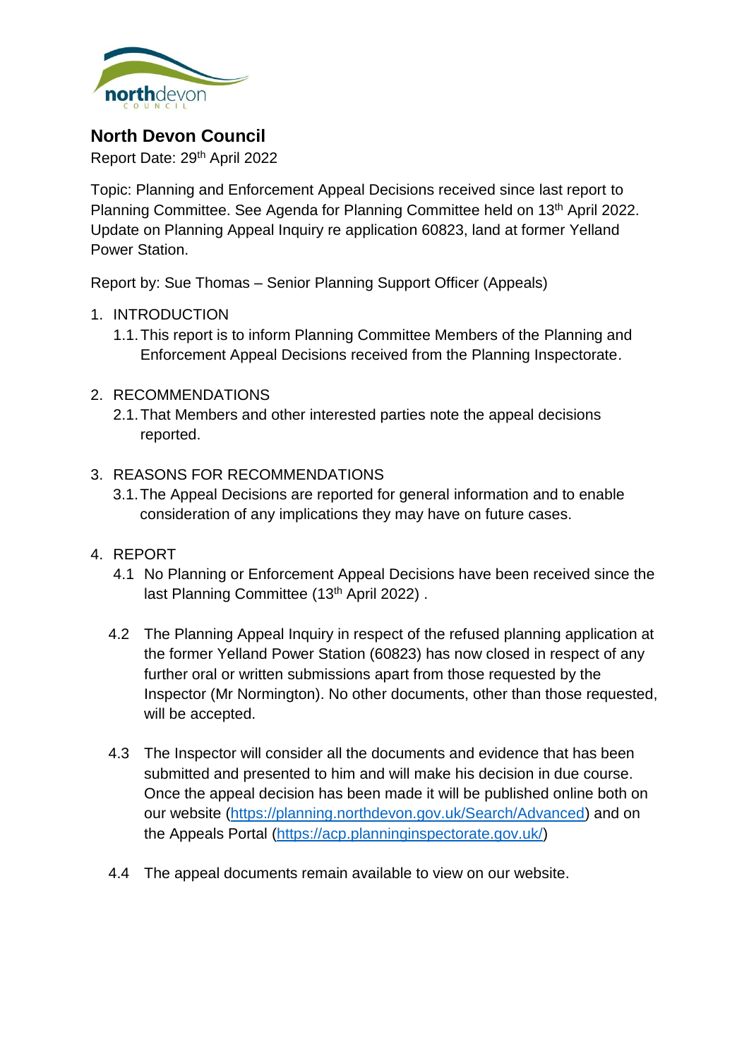# North Devon Council

Report Date: 29th April 2022

Topic: Planning and Enforcement Appeal Decisions received since last report to Planning Committee. See Agenda for Planning Committee held on 13th April 2022. Update on Planning Appeal Inquiry re application 60823, land at former Yelland Power Station.

Report by: Sue Thomas – Senior Planning Support Officer (Appeals)

1. INTRODUCTION
   1.1. This report is to inform Planning Committee Members of the Planning and Enforcement Appeal Decisions received from the Planning Inspectorate.

2. RECOMMENDATIONS
   2.1. That Members and other interested parties note the appeal decisions reported.

3. REASONS FOR RECOMMENDATIONS
   3.1. The Appeal Decisions are reported for general information and to enable consideration of any implications they may have on future cases.

4. REPORT
   4.1 No Planning or Enforcement Appeal Decisions have been received since the last Planning Committee (13th April 2022) .

   4.2 The Planning Appeal Inquiry in respect of the refused planning application at the former Yelland Power Station (60823) has now closed in respect of any further oral or written submissions apart from those requested by the Inspector (Mr Normington). No other documents, other than those requested, will be accepted.

   4.3 The Inspector will consider all the documents and evidence that has been submitted and presented to him and will make his decision in due course. Once the appeal decision has been made it will be published online both on our website (https://planning.northdevon.gov.uk/Search/Advanced) and on the Appeals Portal (https://acp.planninginspectorate.gov.uk/)

   4.4 The appeal documents remain available to view on our website.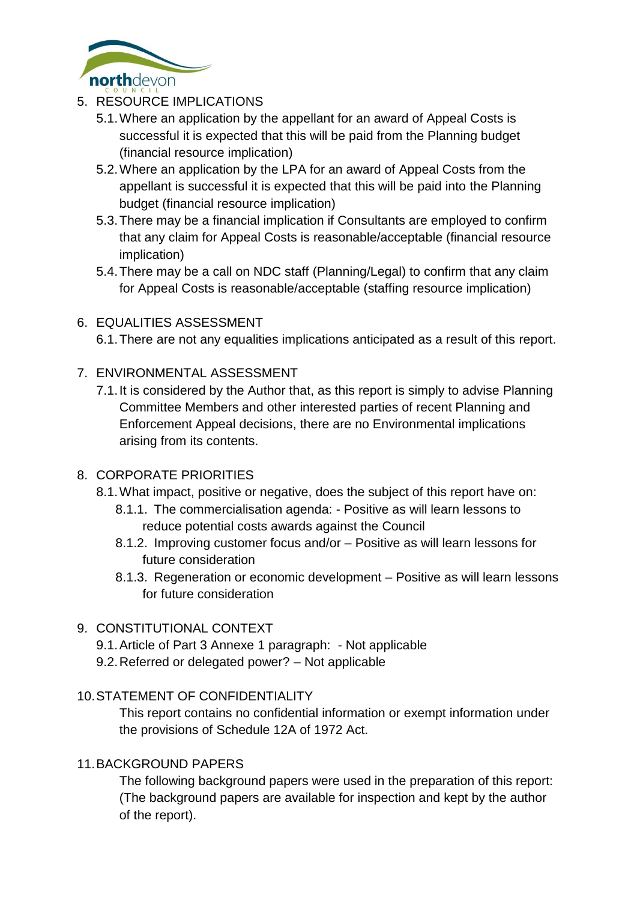5. RESOURCE IMPLICATIONS
   5.1. Where an application by the appellant for an award of Appeal Costs is successful it is expected that this will be paid from the Planning budget (financial resource implication)
   5.2. Where an application by the LPA for an award of Appeal Costs from the appellant is successful it is expected that this will be paid into the Planning budget (financial resource implication)
   5.3. There may be a financial implication if Consultants are employed to confirm that any claim for Appeal Costs is reasonable/acceptable (financial resource implication)
   5.4. There may be a call on NDC staff (Planning/Legal) to confirm that any claim for Appeal Costs is reasonable/acceptable (staffing resource implication)

6. EQUALITIES ASSESSMENT
   6.1. There are not any equalities implications anticipated as a result of this report.

7. ENVIRONMENTAL ASSESSMENT
   7.1. It is considered by the Author that, as this report is simply to advise Planning Committee Members and other interested parties of recent Planning and Enforcement Appeal decisions, there are no Environmental implications arising from its contents.

8. CORPORATE PRIORITIES
   8.1. What impact, positive or negative, does the subject of this report have on:
      8.1.1. The commercialisation agenda: - Positive as will learn lessons to reduce potential costs awards against the Council
      8.1.2. Improving customer focus and/or – Positive as will learn lessons for future consideration
      8.1.3. Regeneration or economic development – Positive as will learn lessons for future consideration

9. CONSTITUTIONAL CONTEXT
   9.1. Article of Part 3 Annexe 1 paragraph: - Not applicable
   9.2. Referred or delegated power? – Not applicable

10. STATEMENT OF CONFIDENTIALITY

    This report contains no confidential information or exempt information under the provisions of Schedule 12A of 1972 Act.

11. BACKGROUND PAPERS

    The following background papers were used in the preparation of this report: (The background papers are available for inspection and kept by the author of the report).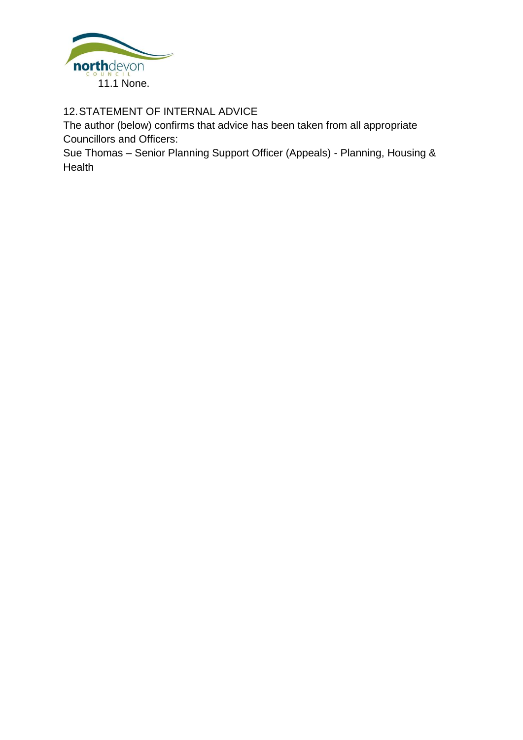11.1 None.

## 12. STATEMENT OF INTERNAL ADVICE

The author (below) confirms that advice has been taken from all appropriate Councillors and Officers:

Sue Thomas – Senior Planning Support Officer (Appeals) - Planning, Housing & Health